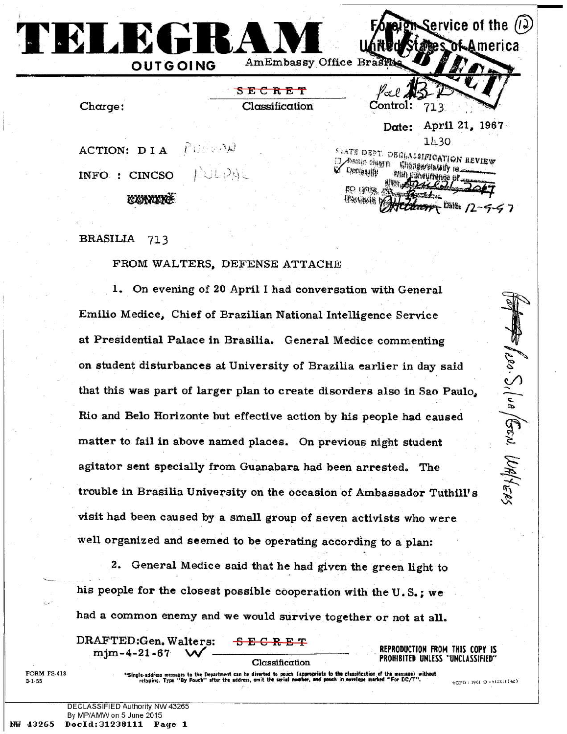# TELEGRAM

Foreign Service of the United States of America

**OUTGOING** AmEmbassy Office Brasilia

SUBJECT

Pol 13-2

Charge:

SECRET
Classification

Control: 713

Date: April 21, 1967
1430

ACTION: DIA

INFO : CINCSO

CONTROL

STATE DEPT. DECLASSIFICATION REVIEW

BRASILIA 713

FROM WALTERS, DEFENSE ATTACHE

1. On evening of 20 April I had conversation with General Emilio Medice, Chief of Brazilian National Intelligence Service at Presidential Palace in Brasilia. General Medice commenting on student disturbances at University of Brazilia earlier in day said that this was part of larger plan to create disorders also in Sao Paulo, Rio and Belo Horizonte but effective action by his people had caused matter to fail in above named places. On previous night student agitator sent specially from Guanabara had been arrested. The trouble in Brasilia University on the occasion of Ambassador Tuthill's visit had been caused by a small group of seven activists who were well organized and seemed to be operating according to a plan:

2. General Medice said that he had given the green light to his people for the closest possible cooperation with the U.S.; we had a common enemy and we would survive together or not at all.

DRAFTED:Gen. Walters:
mjm-4-21-67

SECRET
Classification

REPRODUCTION FROM THIS COPY IS PROHIBITED UNLESS "UNCLASSIFIED"

FORM FS-413
3-1-55

"Single-address messages to the Department can be diverted to pouch (appropriate to the classification of the message) without retyping. Type "By Pouch" after the address, omit the serial number, and pouch in envelope marked "For DC/T".

DECLASSIFIED Authority NW 43265
By MP/AMW on 5 June 2015
NW 43265 DocId:31238111 Page 1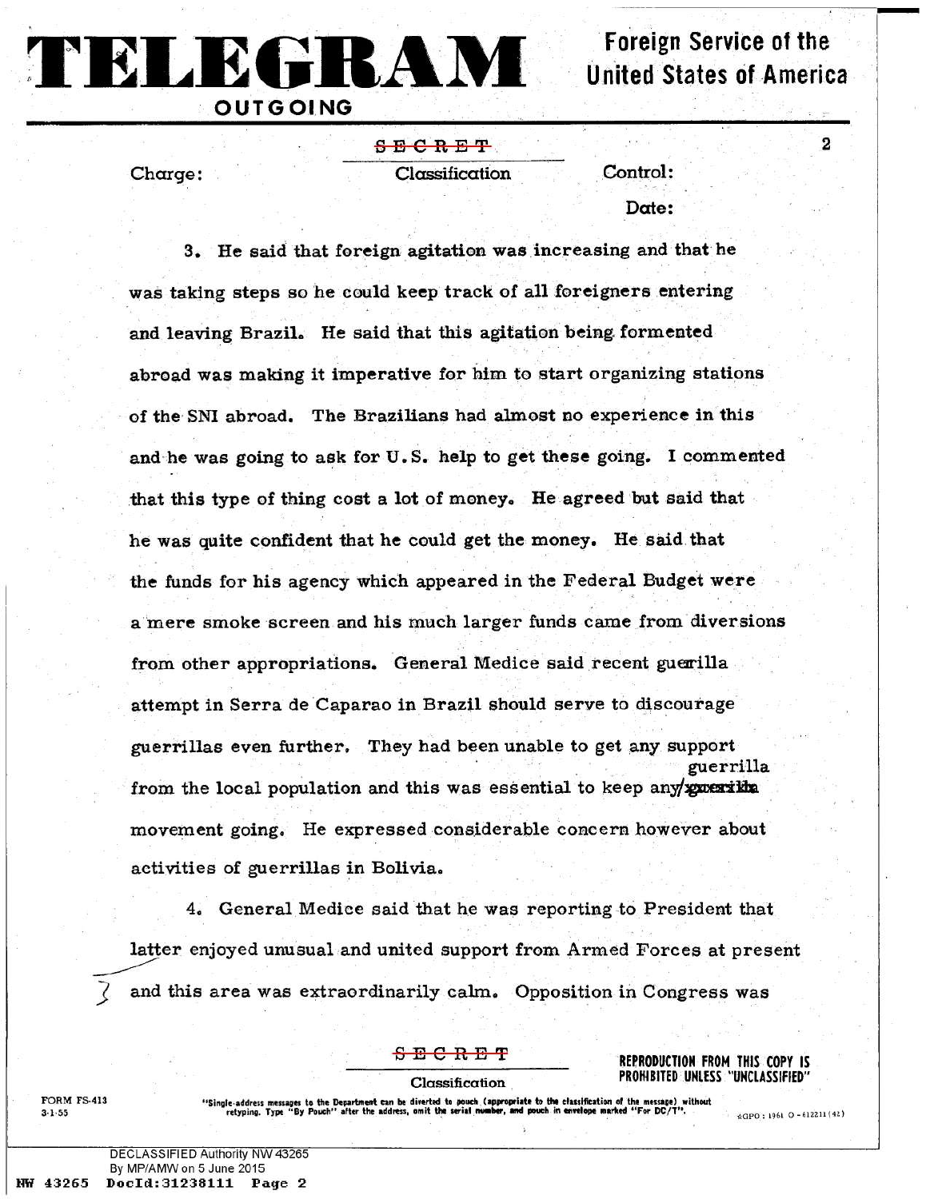# TELEGRAM

**OUTGOING**

**Foreign Service of the United States of America**

SECRET

Charge: Classification Control:

Date:

3. He said that foreign agitation was increasing and that he was taking steps so he could keep track of all foreigners entering and leaving Brazil. He said that this agitation being formented abroad was making it imperative for him to start organizing stations of the SNI abroad. The Brazilians had almost no experience in this and he was going to ask for U.S. help to get these going. I commented that this type of thing cost a lot of money. He agreed but said that he was quite confident that he could get the money. He said that the funds for his agency which appeared in the Federal Budget were a mere smoke screen and his much larger funds came from diversions from other appropriations. General Medice said recent guerrilla attempt in Serra de Caparao in Brazil should serve to discourage guerrillas even further. They had been unable to get any support from the local population and this was essential to keep any guerrilla movement going. He expressed considerable concern however about activities of guerrillas in Bolivia.

4. General Medice said that he was reporting to President that latter enjoyed unusual and united support from Armed Forces at present and this area was extraordinarily calm. Opposition in Congress was

SECRET

Classification

REPRODUCTION FROM THIS COPY IS PROHIBITED UNLESS "UNCLASSIFIED"

FORM FS-413 3-1-55

"Single-address messages to the Department can be diverted to pouch (appropriate to the classification of the message) without retyping. Type "By Pouch" after the address, omit the serial number, and pouch in envelope marked "For DC/T".

DECLASSIFIED Authority NW 43265
By MP/AMW on 5 June 2015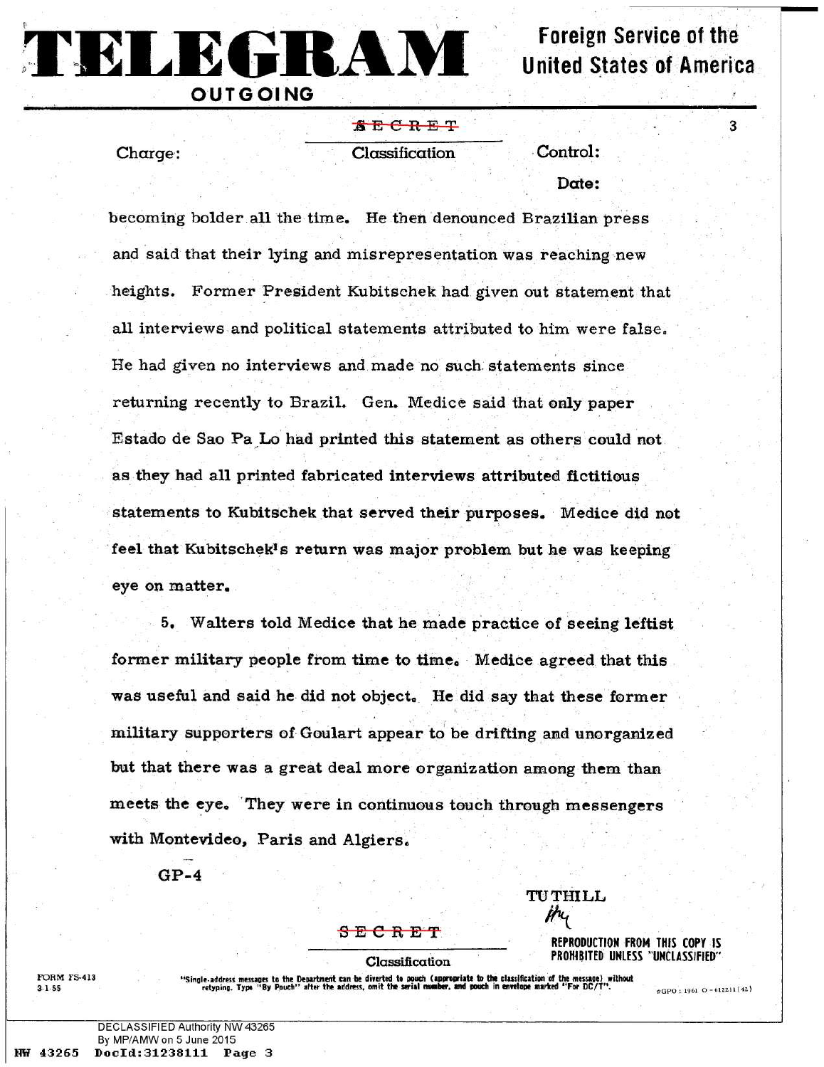# TELEGRAM

**OUTGOING**

**Foreign Service of the United States of America**

~~SECRET~~

Charge: | Classification | Control:

Date:

becoming bolder all the time. He then denounced Brazilian press and said that their lying and misrepresentation was reaching new heights. Former President Kubitschek had given out statement that all interviews and political statements attributed to him were false. He had given no interviews and made no such statements since returning recently to Brazil. Gen. Medice said that only paper Estado de Sao Pa Lo had printed this statement as others could not as they had all printed fabricated interviews attributed fictitious statements to Kubitschek that served their purposes. Medice did not feel that Kubitschek's return was major problem but he was keeping eye on matter.

5. Walters told Medice that he made practice of seeing leftist former military people from time to time. Medice agreed that this was useful and said he did not object. He did say that these former military supporters of Goulart appear to be drifting and unorganized but that there was a great deal more organization among them than meets the eye. They were in continuous touch through messengers with Montevideo, Paris and Algiers.

GP-4

TUTHILL

~~SECRET~~

Classification

REPRODUCTION FROM THIS COPY IS PROHIBITED UNLESS "UNCLASSIFIED"

FORM FS-413
3-1-55

"Single-address messages to the Department can be diverted to pouch (appropriate to the classification of the message) without retyping. Type "By Pouch" after the address, omit the serial number, and pouch in envelope marked "For DC/T".

DECLASSIFIED Authority NW 43265
By MP/AMW on 5 June 2015
NW 43265 DocId:31238111 Page 3